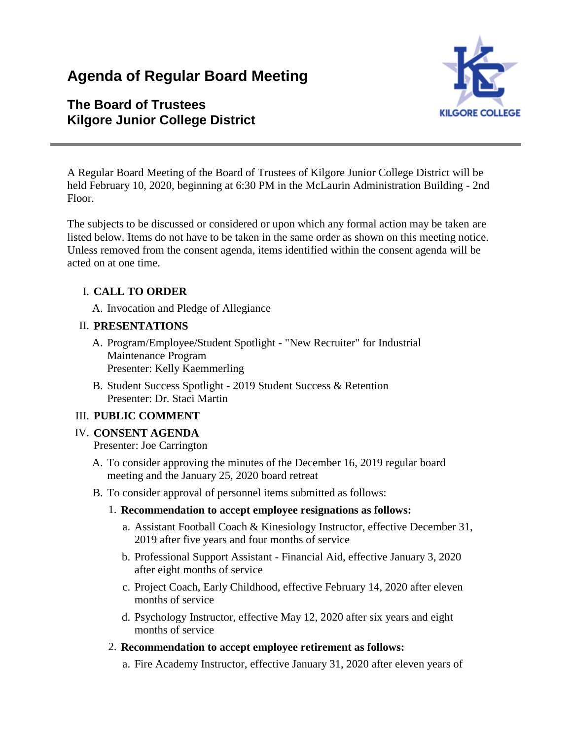# Agenda of Regular Board Meeting

## The Board of Trustees
## Kilgore Junior College District

A Regular Board Meeting of the Board of Trustees of Kilgore Junior College District will be held February 10, 2020, beginning at 6:30 PM in the McLaurin Administration Building - 2nd Floor.

The subjects to be discussed or considered or upon which any formal action may be taken are listed below. Items do not have to be taken in the same order as shown on this meeting notice. Unless removed from the consent agenda, items identified within the consent agenda will be acted on at one time.

I. **CALL TO ORDER**

   A. Invocation and Pledge of Allegiance

II. **PRESENTATIONS**

   A. Program/Employee/Student Spotlight - "New Recruiter" for Industrial Maintenance Program
   Presenter: Kelly Kaemmerling

   B. Student Success Spotlight - 2019 Student Success & Retention
   Presenter: Dr. Staci Martin

III. **PUBLIC COMMENT**

IV. **CONSENT AGENDA**
   Presenter: Joe Carrington

   A. To consider approving the minutes of the December 16, 2019 regular board meeting and the January 25, 2020 board retreat

   B. To consider approval of personnel items submitted as follows:

      1. **Recommendation to accept employee resignations as follows:**

         a. Assistant Football Coach & Kinesiology Instructor, effective December 31, 2019 after five years and four months of service

         b. Professional Support Assistant - Financial Aid, effective January 3, 2020 after eight months of service

         c. Project Coach, Early Childhood, effective February 14, 2020 after eleven months of service

         d. Psychology Instructor, effective May 12, 2020 after six years and eight months of service

      2. **Recommendation to accept employee retirement as follows:**

         a. Fire Academy Instructor, effective January 31, 2020 after eleven years of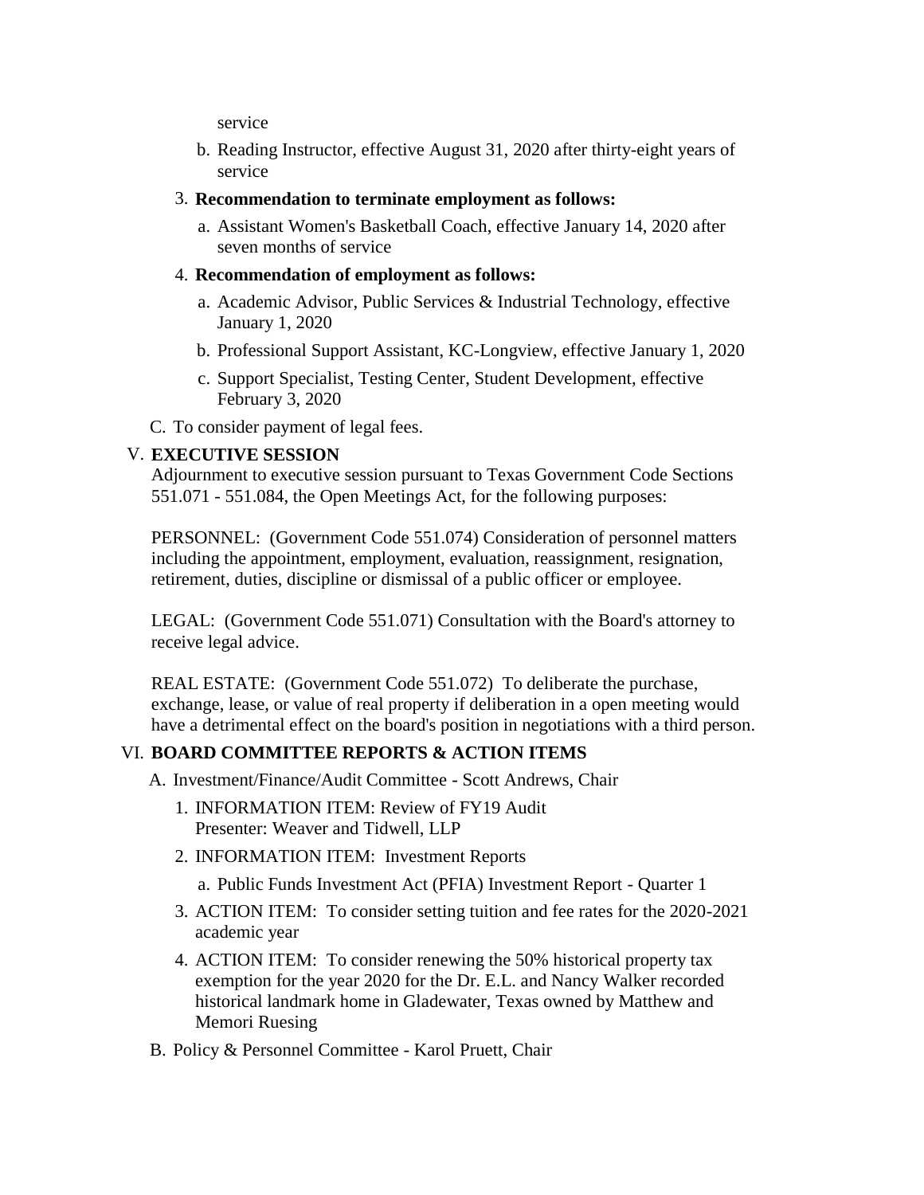service

b. Reading Instructor, effective August 31, 2020 after thirty-eight years of service

3. **Recommendation to terminate employment as follows:**

   a. Assistant Women's Basketball Coach, effective January 14, 2020 after seven months of service

4. **Recommendation of employment as follows:**

   a. Academic Advisor, Public Services & Industrial Technology, effective January 1, 2020

   b. Professional Support Assistant, KC-Longview, effective January 1, 2020

   c. Support Specialist, Testing Center, Student Development, effective February 3, 2020

C. To consider payment of legal fees.

## V. EXECUTIVE SESSION

Adjournment to executive session pursuant to Texas Government Code Sections 551.071 - 551.084, the Open Meetings Act, for the following purposes:

PERSONNEL: (Government Code 551.074) Consideration of personnel matters including the appointment, employment, evaluation, reassignment, resignation, retirement, duties, discipline or dismissal of a public officer or employee.

LEGAL: (Government Code 551.071) Consultation with the Board's attorney to receive legal advice.

REAL ESTATE: (Government Code 551.072) To deliberate the purchase, exchange, lease, or value of real property if deliberation in a open meeting would have a detrimental effect on the board's position in negotiations with a third person.

## VI. BOARD COMMITTEE REPORTS & ACTION ITEMS

A. Investment/Finance/Audit Committee - Scott Andrews, Chair

1. INFORMATION ITEM: Review of FY19 Audit
   Presenter: Weaver and Tidwell, LLP

2. INFORMATION ITEM: Investment Reports

   a. Public Funds Investment Act (PFIA) Investment Report - Quarter 1

3. ACTION ITEM: To consider setting tuition and fee rates for the 2020-2021 academic year

4. ACTION ITEM: To consider renewing the 50% historical property tax exemption for the year 2020 for the Dr. E.L. and Nancy Walker recorded historical landmark home in Gladewater, Texas owned by Matthew and Memori Ruesing

B. Policy & Personnel Committee - Karol Pruett, Chair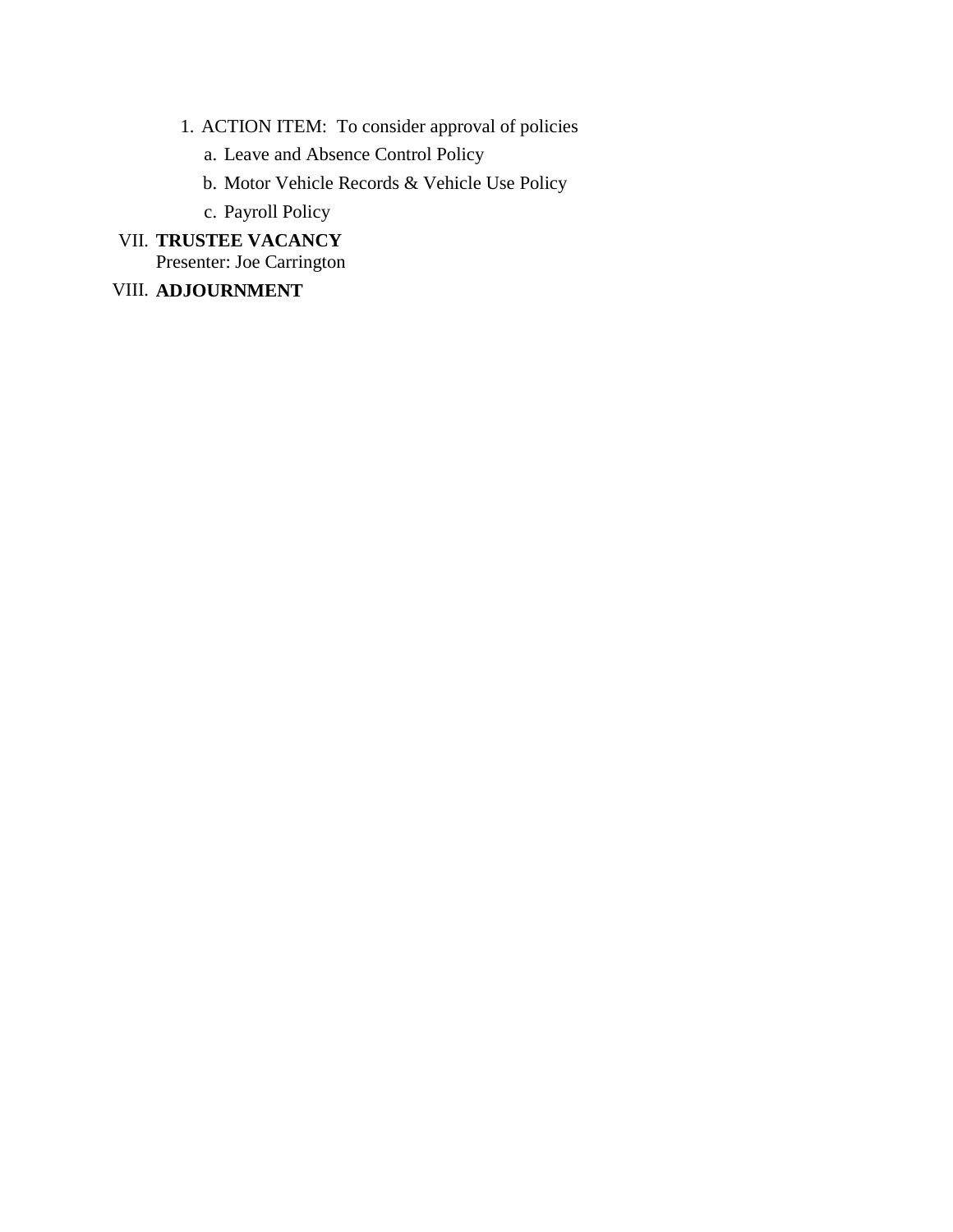1. ACTION ITEM: To consider approval of policies
   a. Leave and Absence Control Policy
   b. Motor Vehicle Records & Vehicle Use Policy
   c. Payroll Policy

VII. **TRUSTEE VACANCY**
Presenter: Joe Carrington

VIII. **ADJOURNMENT**